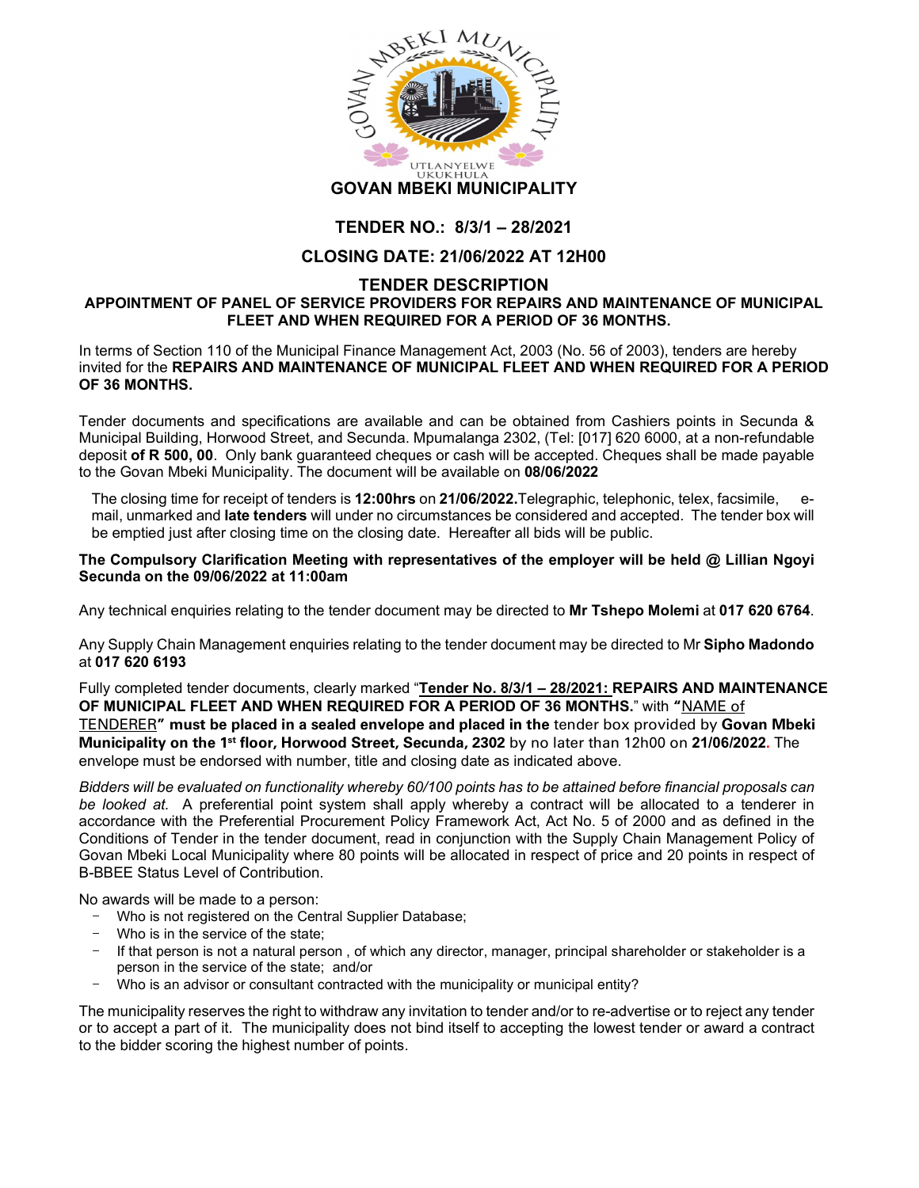# GOVAN MBEKI MUNICIPALITY

## TENDER NO.: 8/3/1 – 28/2021

## CLOSING DATE: 21/06/2022 AT 12H00

## TENDER DESCRIPTION

**APPOINTMENT OF PANEL OF SERVICE PROVIDERS FOR REPAIRS AND MAINTENANCE OF MUNICIPAL FLEET AND WHEN REQUIRED FOR A PERIOD OF 36 MONTHS.**

In terms of Section 110 of the Municipal Finance Management Act, 2003 (No. 56 of 2003), tenders are hereby invited for the **REPAIRS AND MAINTENANCE OF MUNICIPAL FLEET AND WHEN REQUIRED FOR A PERIOD OF 36 MONTHS.**

Tender documents and specifications are available and can be obtained from Cashiers points in Secunda & Municipal Building, Horwood Street, and Secunda. Mpumalanga 2302, (Tel: [017] 620 6000, at a non-refundable deposit **of R 500, 00**. Only bank guaranteed cheques or cash will be accepted. Cheques shall be made payable to the Govan Mbeki Municipality. The document will be available on **08/06/2022**

The closing time for receipt of tenders is **12:00hrs** on **21/06/2022.** Telegraphic, telephonic, telex, facsimile, e-mail, unmarked and **late tenders** will under no circumstances be considered and accepted. The tender box will be emptied just after closing time on the closing date. Hereafter all bids will be public.

**The Compulsory Clarification Meeting with representatives of the employer will be held @ Lillian Ngoyi Secunda on the 09/06/2022 at 11:00am**

Any technical enquiries relating to the tender document may be directed to **Mr Tshepo Molemi** at **017 620 6764**.

Any Supply Chain Management enquiries relating to the tender document may be directed to Mr **Sipho Madondo** at **017 620 6193**

Fully completed tender documents, clearly marked "**Tender No. 8/3/1 – 28/2021: REPAIRS AND MAINTENANCE OF MUNICIPAL FLEET AND WHEN REQUIRED FOR A PERIOD OF 36 MONTHS.**" with **"**NAME of TENDERER**" must be placed in a sealed envelope and placed in the** tender box provided by **Govan Mbeki Municipality on the 1st floor, Horwood Street, Secunda, 2302** by no later than 12h00 on **21/06/2022.** The envelope must be endorsed with number, title and closing date as indicated above.

*Bidders will be evaluated on functionality whereby 60/100 points has to be attained before financial proposals can be looked at.* A preferential point system shall apply whereby a contract will be allocated to a tenderer in accordance with the Preferential Procurement Policy Framework Act, Act No. 5 of 2000 and as defined in the Conditions of Tender in the tender document, read in conjunction with the Supply Chain Management Policy of Govan Mbeki Local Municipality where 80 points will be allocated in respect of price and 20 points in respect of B-BBEE Status Level of Contribution.

No awards will be made to a person:

- Who is not registered on the Central Supplier Database;
- Who is in the service of the state;
- If that person is not a natural person , of which any director, manager, principal shareholder or stakeholder is a person in the service of the state; and/or
- Who is an advisor or consultant contracted with the municipality or municipal entity?

The municipality reserves the right to withdraw any invitation to tender and/or to re-advertise or to reject any tender or to accept a part of it. The municipality does not bind itself to accepting the lowest tender or award a contract to the bidder scoring the highest number of points.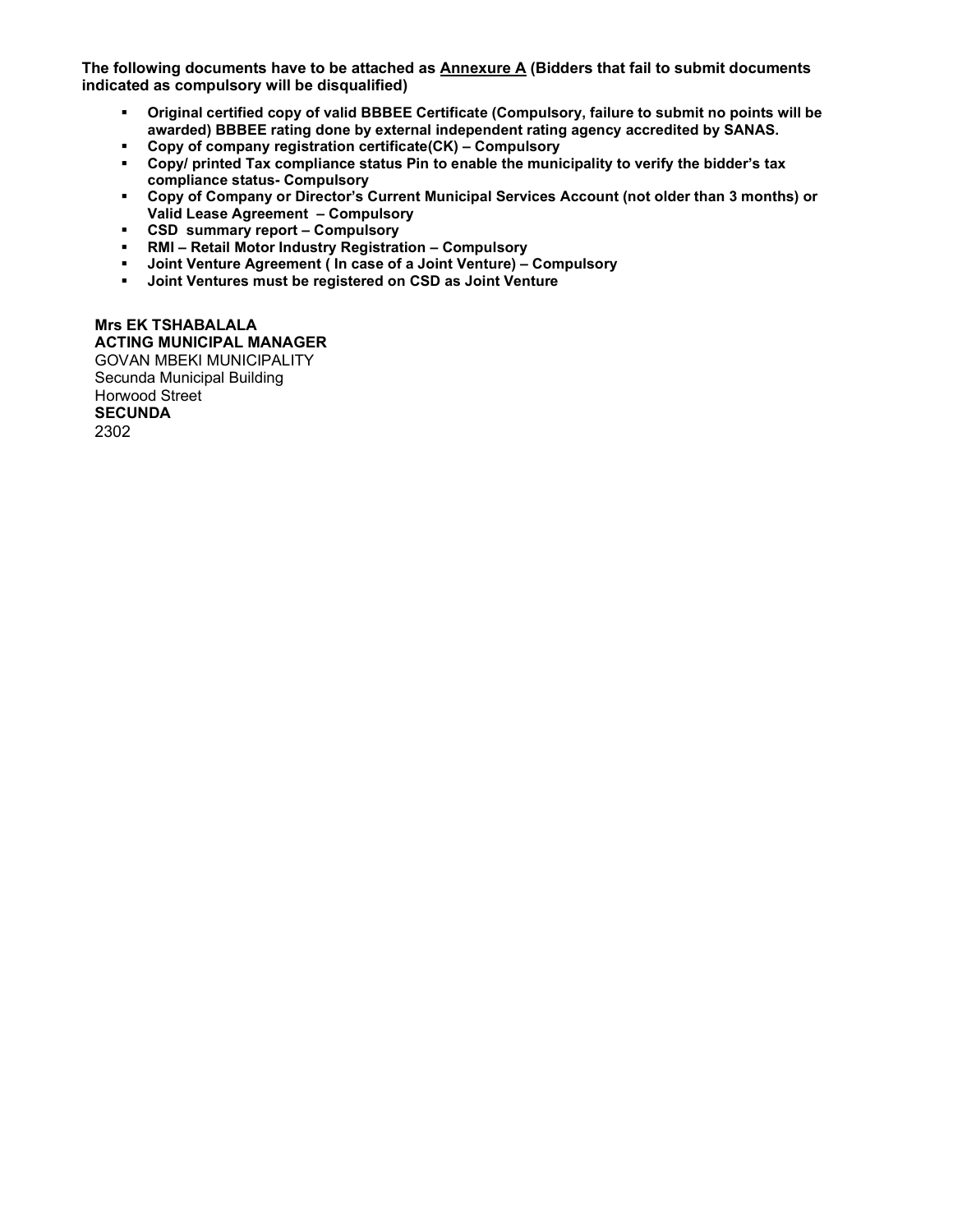**The following documents have to be attached as <u>Annexure A</u> (Bidders that fail to submit documents indicated as compulsory will be disqualified)**

- **Original certified copy of valid BBBEE Certificate (Compulsory, failure to submit no points will be awarded) BBBEE rating done by external independent rating agency accredited by SANAS.**
- **Copy of company registration certificate(CK) – Compulsory**
- **Copy/ printed Tax compliance status Pin to enable the municipality to verify the bidder's tax compliance status- Compulsory**
- **Copy of Company or Director's Current Municipal Services Account (not older than 3 months) or Valid Lease Agreement – Compulsory**
- **CSD summary report – Compulsory**
- **RMI – Retail Motor Industry Registration – Compulsory**
- **Joint Venture Agreement ( In case of a Joint Venture) – Compulsory**
- **Joint Ventures must be registered on CSD as Joint Venture**

**Mrs EK TSHABALALA**
**ACTING MUNICIPAL MANAGER**
GOVAN MBEKI MUNICIPALITY
Secunda Municipal Building
Horwood Street
**SECUNDA**
2302